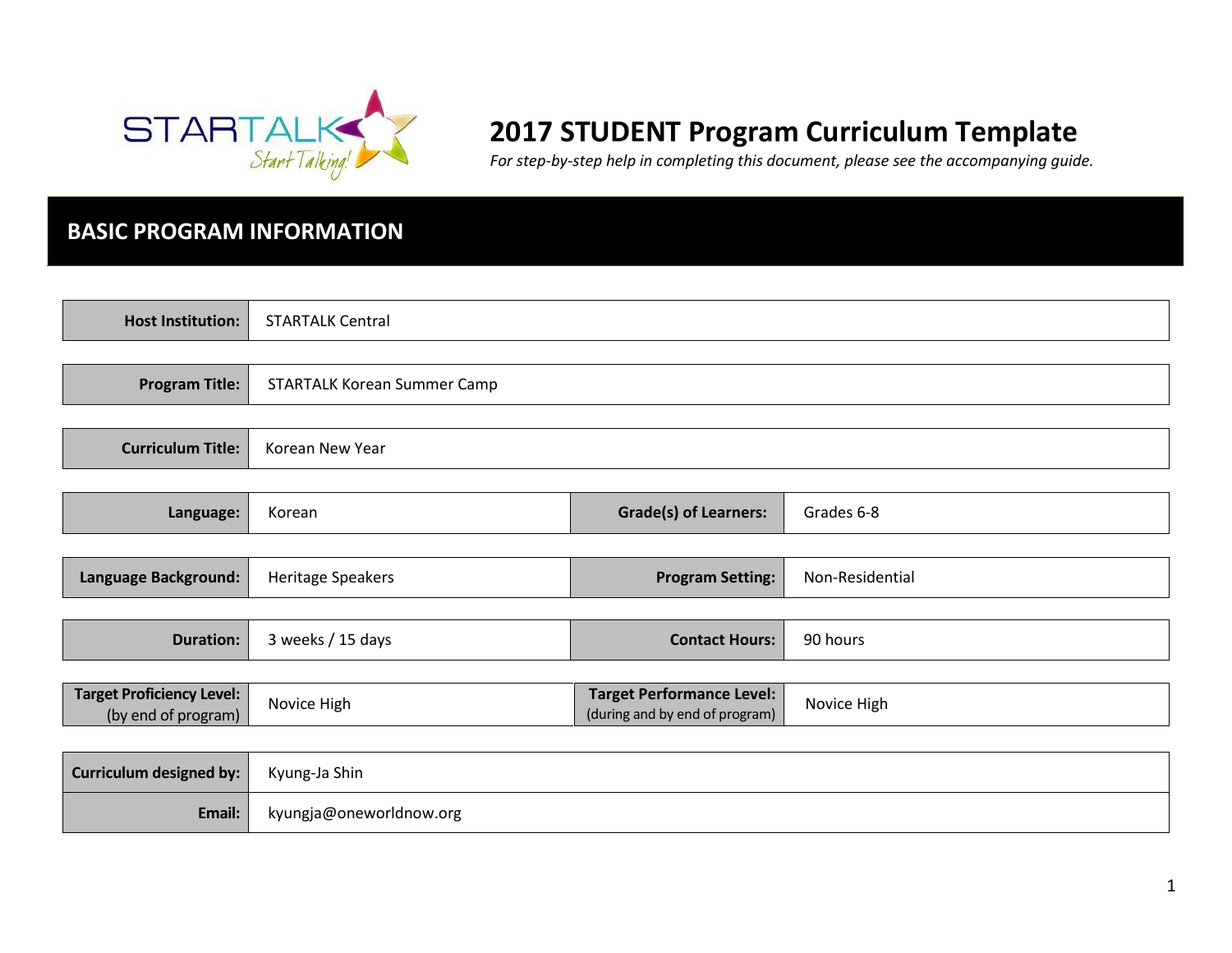# 2017 STUDENT Program Curriculum Template

*For step-by-step help in completing this document, please see the accompanying guide.*

## BASIC PROGRAM INFORMATION

| | |
|---|---|
| **Host Institution:** | STARTALK Central |
| **Program Title:** | STARTALK Korean Summer Camp |
| **Curriculum Title:** | Korean New Year |

| | | | |
|---|---|---|---|
| **Language:** | Korean | **Grade(s) of Learners:** | Grades 6-8 |
| **Language Background:** | Heritage Speakers | **Program Setting:** | Non-Residential |
| **Duration:** | 3 weeks / 15 days | **Contact Hours:** | 90 hours |
| **Target Proficiency Level:** (by end of program) | Novice High | **Target Performance Level:** (during and by end of program) | Novice High |

| | |
|---|---|
| **Curriculum designed by:** | Kyung-Ja Shin |
| **Email:** | kyungja@oneworldnow.org |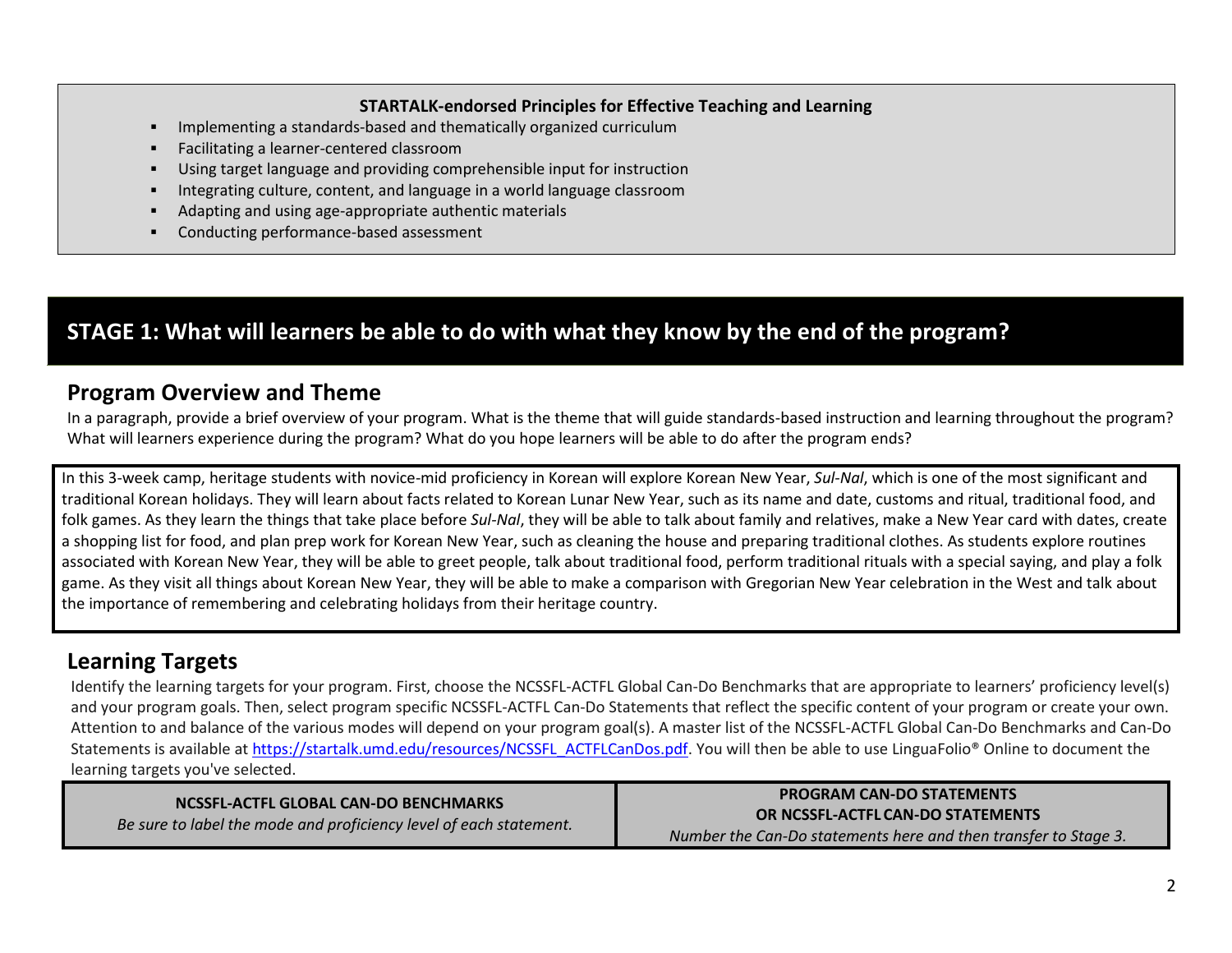**STARTALK-endorsed Principles for Effective Teaching and Learning**

- Implementing a standards-based and thematically organized curriculum
- Facilitating a learner-centered classroom
- Using target language and providing comprehensible input for instruction
- Integrating culture, content, and language in a world language classroom
- Adapting and using age-appropriate authentic materials
- Conducting performance-based assessment

# STAGE 1: What will learners be able to do with what they know by the end of the program?

## Program Overview and Theme

In a paragraph, provide a brief overview of your program. What is the theme that will guide standards-based instruction and learning throughout the program? What will learners experience during the program? What do you hope learners will be able to do after the program ends?

In this 3-week camp, heritage students with novice-mid proficiency in Korean will explore Korean New Year, *Sul-Nal*, which is one of the most significant and traditional Korean holidays. They will learn about facts related to Korean Lunar New Year, such as its name and date, customs and ritual, traditional food, and folk games. As they learn the things that take place before *Sul-Nal*, they will be able to talk about family and relatives, make a New Year card with dates, create a shopping list for food, and plan prep work for Korean New Year, such as cleaning the house and preparing traditional clothes. As students explore routines associated with Korean New Year, they will be able to greet people, talk about traditional food, perform traditional rituals with a special saying, and play a folk game. As they visit all things about Korean New Year, they will be able to make a comparison with Gregorian New Year celebration in the West and talk about the importance of remembering and celebrating holidays from their heritage country.

## Learning Targets

Identify the learning targets for your program. First, choose the NCSSFL-ACTFL Global Can-Do Benchmarks that are appropriate to learners' proficiency level(s) and your program goals. Then, select program specific NCSSFL-ACTFL Can-Do Statements that reflect the specific content of your program or create your own. Attention to and balance of the various modes will depend on your program goal(s). A master list of the NCSSFL-ACTFL Global Can-Do Benchmarks and Can-Do Statements is available at https://startalk.umd.edu/resources/NCSSFL_ACTFLCanDos.pdf. You will then be able to use LinguaFolio® Online to document the learning targets you've selected.

| **NCSSFL-ACTFL GLOBAL CAN-DO BENCHMARKS**<br>*Be sure to label the mode and proficiency level of each statement.* | **PROGRAM CAN-DO STATEMENTS OR NCSSFL-ACTFL CAN-DO STATEMENTS**<br>*Number the Can-Do statements here and then transfer to Stage 3.* |
| --- | --- |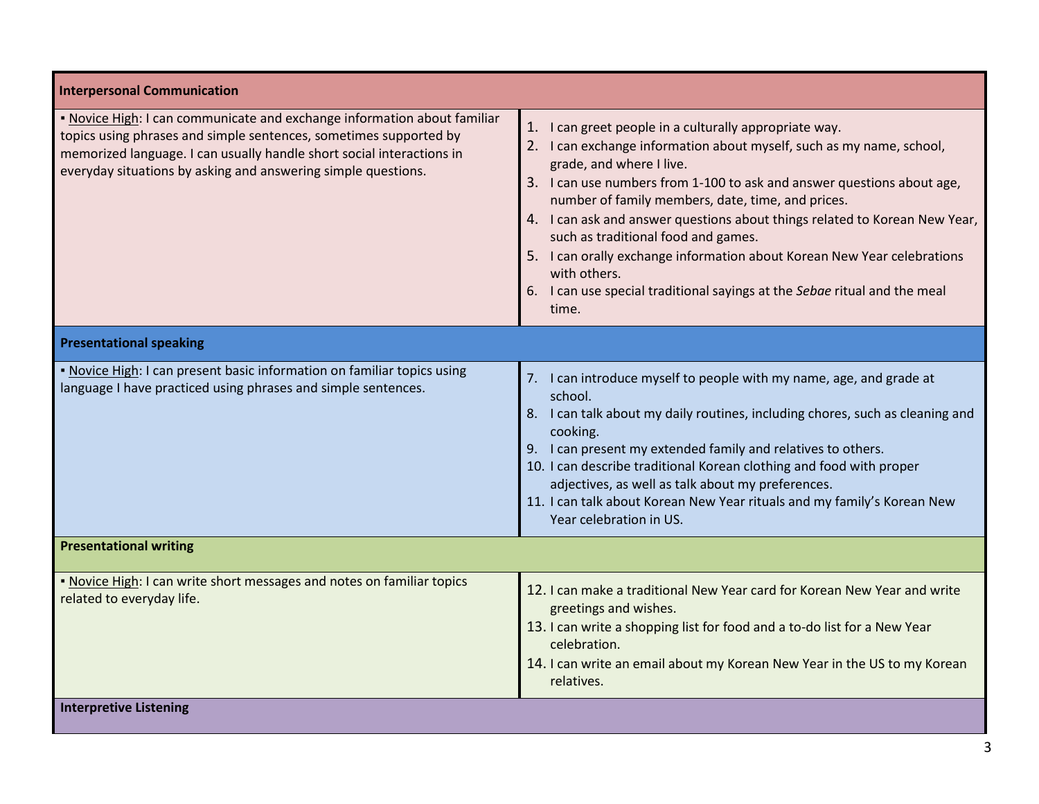| Interpersonal Communication | |
|---|---|
| ▪ <u>Novice High</u>: I can communicate and exchange information about familiar topics using phrases and simple sentences, sometimes supported by memorized language. I can usually handle short social interactions in everyday situations by asking and answering simple questions. | 1. I can greet people in a culturally appropriate way.<br>2. I can exchange information about myself, such as my name, school, grade, and where I live.<br>3. I can use numbers from 1-100 to ask and answer questions about age, number of family members, date, time, and prices.<br>4. I can ask and answer questions about things related to Korean New Year, such as traditional food and games.<br>5. I can orally exchange information about Korean New Year celebrations with others.<br>6. I can use special traditional sayings at the *Sebae* ritual and the meal time. |
| **Presentational speaking** | |
| ▪ <u>Novice High</u>: I can present basic information on familiar topics using language I have practiced using phrases and simple sentences. | 7. I can introduce myself to people with my name, age, and grade at school.<br>8. I can talk about my daily routines, including chores, such as cleaning and cooking.<br>9. I can present my extended family and relatives to others.<br>10. I can describe traditional Korean clothing and food with proper adjectives, as well as talk about my preferences.<br>11. I can talk about Korean New Year rituals and my family's Korean New Year celebration in US. |
| **Presentational writing** | |
| ▪ <u>Novice High</u>: I can write short messages and notes on familiar topics related to everyday life. | 12. I can make a traditional New Year card for Korean New Year and write greetings and wishes.<br>13. I can write a shopping list for food and a to-do list for a New Year celebration.<br>14. I can write an email about my Korean New Year in the US to my Korean relatives. |
| **Interpretive Listening** | |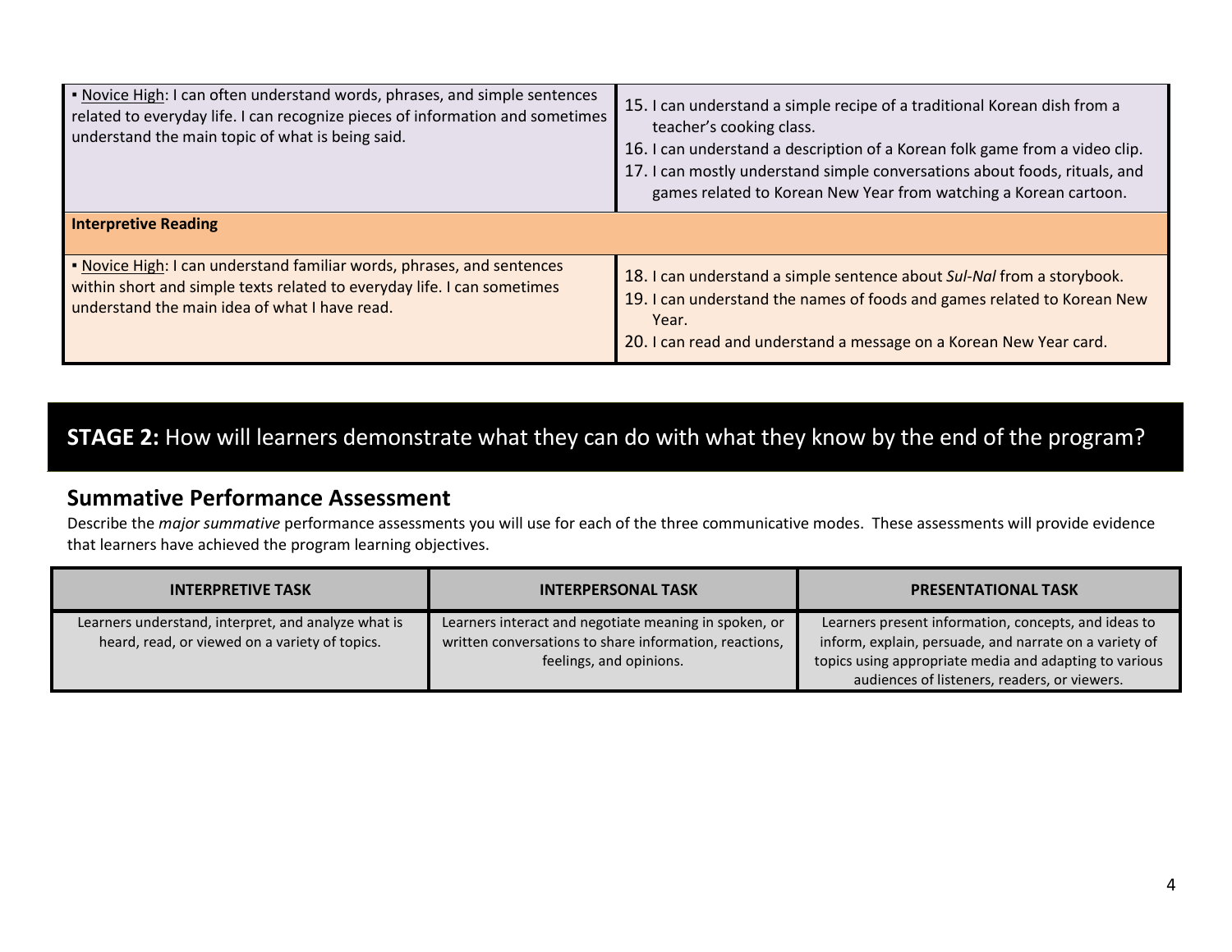| | |
|---|---|
| ▪ Novice High: I can often understand words, phrases, and simple sentences related to everyday life. I can recognize pieces of information and sometimes understand the main topic of what is being said. | 15. I can understand a simple recipe of a traditional Korean dish from a teacher's cooking class.<br>16. I can understand a description of a Korean folk game from a video clip.<br>17. I can mostly understand simple conversations about foods, rituals, and games related to Korean New Year from watching a Korean cartoon. |
| **Interpretive Reading** | |
| ▪ Novice High: I can understand familiar words, phrases, and sentences within short and simple texts related to everyday life. I can sometimes understand the main idea of what I have read. | 18. I can understand a simple sentence about *Sul-Nal* from a storybook.<br>19. I can understand the names of foods and games related to Korean New Year.<br>20. I can read and understand a message on a Korean New Year card. |

## **STAGE 2:** How will learners demonstrate what they can do with what they know by the end of the program?

### Summative Performance Assessment

Describe the *major summative* performance assessments you will use for each of the three communicative modes. These assessments will provide evidence that learners have achieved the program learning objectives.

| INTERPRETIVE TASK | INTERPERSONAL TASK | PRESENTATIONAL TASK |
|---|---|---|
| Learners understand, interpret, and analyze what is heard, read, or viewed on a variety of topics. | Learners interact and negotiate meaning in spoken, or written conversations to share information, reactions, feelings, and opinions. | Learners present information, concepts, and ideas to inform, explain, persuade, and narrate on a variety of topics using appropriate media and adapting to various audiences of listeners, readers, or viewers. |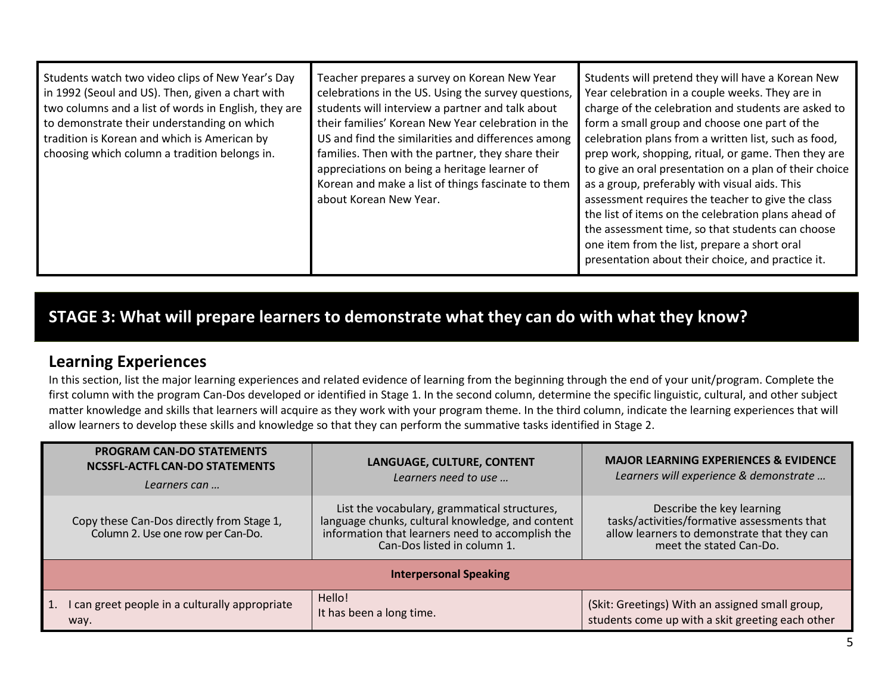| | | |
|---|---|---|
| Students watch two video clips of New Year's Day in 1992 (Seoul and US). Then, given a chart with two columns and a list of words in English, they are to demonstrate their understanding on which tradition is Korean and which is American by choosing which column a tradition belongs in. | Teacher prepares a survey on Korean New Year celebrations in the US. Using the survey questions, students will interview a partner and talk about their families' Korean New Year celebration in the US and find the similarities and differences among families. Then with the partner, they share their appreciations on being a heritage learner of Korean and make a list of things fascinate to them about Korean New Year. | Students will pretend they will have a Korean New Year celebration in a couple weeks. They are in charge of the celebration and students are asked to form a small group and choose one part of the celebration plans from a written list, such as food, prep work, shopping, ritual, or game. Then they are to give an oral presentation on a plan of their choice as a group, preferably with visual aids. This assessment requires the teacher to give the class the list of items on the celebration plans ahead of the assessment time, so that students can choose one item from the list, prepare a short oral presentation about their choice, and practice it. |

## STAGE 3: What will prepare learners to demonstrate what they can do with what they know?

### Learning Experiences

In this section, list the major learning experiences and related evidence of learning from the beginning through the end of your unit/program. Complete the first column with the program Can-Dos developed or identified in Stage 1. In the second column, determine the specific linguistic, cultural, and other subject matter knowledge and skills that learners will acquire as they work with your program theme. In the third column, indicate the learning experiences that will allow learners to develop these skills and knowledge so that they can perform the summative tasks identified in Stage 2.

| **PROGRAM CAN-DO STATEMENTS NCSSFL-ACTFL CAN-DO STATEMENTS** *Learners can …* | **LANGUAGE, CULTURE, CONTENT** *Learners need to use …* | **MAJOR LEARNING EXPERIENCES & EVIDENCE** *Learners will experience & demonstrate …* |
|---|---|---|
| Copy these Can-Dos directly from Stage 1, Column 2. Use one row per Can-Do. | List the vocabulary, grammatical structures, language chunks, cultural knowledge, and content information that learners need to accomplish the Can-Dos listed in column 1. | Describe the key learning tasks/activities/formative assessments that allow learners to demonstrate that they can meet the stated Can-Do. |
| **Interpersonal Speaking** | | |
| 1. I can greet people in a culturally appropriate way. | Hello!<br>It has been a long time. | (Skit: Greetings) With an assigned small group, students come up with a skit greeting each other |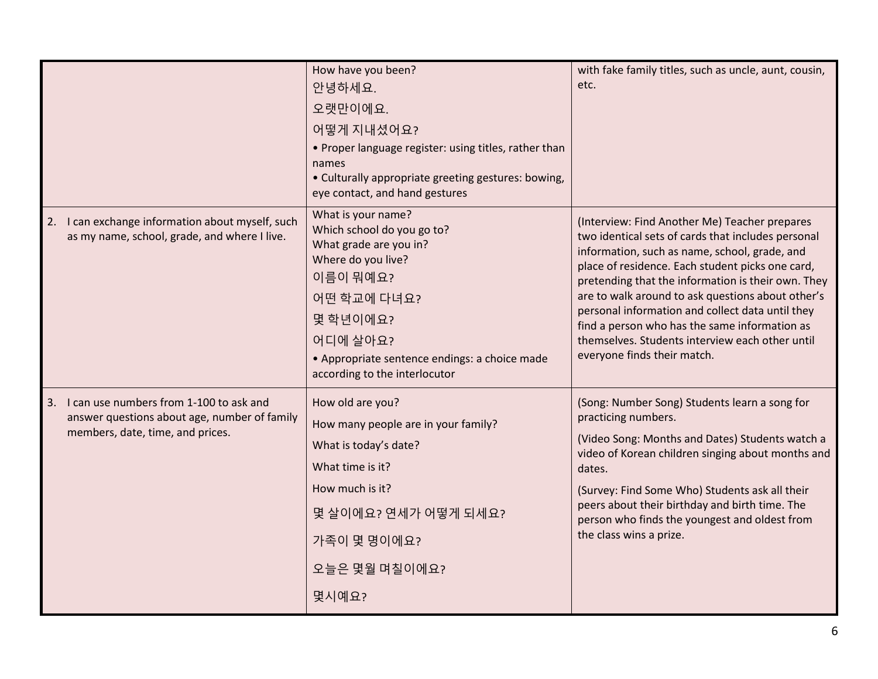| | | |
|---|---|---|
| | How have you been?<br>안녕하세요.<br>오랫만이에요.<br>어떻게 지내셨어요?<br>• Proper language register: using titles, rather than names<br>• Culturally appropriate greeting gestures: bowing, eye contact, and hand gestures | with fake family titles, such as uncle, aunt, cousin, etc. |
| 2. I can exchange information about myself, such as my name, school, grade, and where I live. | What is your name?<br>Which school do you go to?<br>What grade are you in?<br>Where do you live?<br>이름이 뭐예요?<br>어떤 학교에 다녀요?<br>몇 학년이에요?<br>어디에 살아요?<br>• Appropriate sentence endings: a choice made according to the interlocutor | (Interview: Find Another Me) Teacher prepares two identical sets of cards that includes personal information, such as name, school, grade, and place of residence. Each student picks one card, pretending that the information is their own. They are to walk around to ask questions about other's personal information and collect data until they find a person who has the same information as themselves. Students interview each other until everyone finds their match. |
| 3. I can use numbers from 1-100 to ask and answer questions about age, number of family members, date, time, and prices. | How old are you?<br>How many people are in your family?<br>What is today's date?<br>What time is it?<br>How much is it?<br>몇 살이에요? 연세가 어떻게 되세요?<br>가족이 몇 명이에요?<br>오늘은 몇월 며칠이에요?<br>몇시예요? | (Song: Number Song) Students learn a song for practicing numbers.<br>(Video Song: Months and Dates) Students watch a video of Korean children singing about months and dates.<br>(Survey: Find Some Who) Students ask all their peers about their birthday and birth time. The person who finds the youngest and oldest from the class wins a prize. |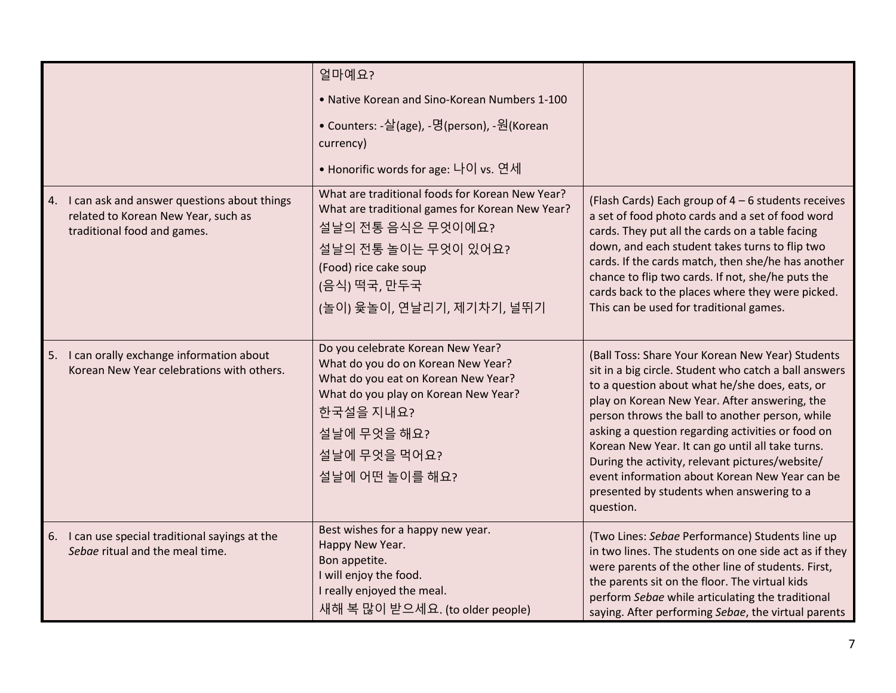| | | |
|---|---|---|
| | 얼마예요?<br>• Native Korean and Sino-Korean Numbers 1-100<br>• Counters: -살(age), -명(person), -원(Korean currency)<br>• Honorific words for age: 나이 vs. 연세 | |
| 4. I can ask and answer questions about things related to Korean New Year, such as traditional food and games. | What are traditional foods for Korean New Year?<br>What are traditional games for Korean New Year?<br>설날의 전통 음식은 무엇이에요?<br>설날의 전통 놀이는 무엇이 있어요?<br>(Food) rice cake soup<br>(음식) 떡국, 만두국<br>(놀이) 윷놀이, 연날리기, 제기차기, 널뛰기 | (Flash Cards) Each group of 4 – 6 students receives a set of food photo cards and a set of food word cards. They put all the cards on a table facing down, and each student takes turns to flip two cards. If the cards match, then she/he has another chance to flip two cards. If not, she/he puts the cards back to the places where they were picked. This can be used for traditional games. |
| 5. I can orally exchange information about Korean New Year celebrations with others. | Do you celebrate Korean New Year?<br>What do you do on Korean New Year?<br>What do you eat on Korean New Year?<br>What do you play on Korean New Year?<br>한국설을 지내요?<br>설날에 무엇을 해요?<br>설날에 무엇을 먹어요?<br>설날에 어떤 놀이를 해요? | (Ball Toss: Share Your Korean New Year) Students sit in a big circle. Student who catch a ball answers to a question about what he/she does, eats, or play on Korean New Year. After answering, the person throws the ball to another person, while asking a question regarding activities or food on Korean New Year. It can go until all take turns. During the activity, relevant pictures/website/ event information about Korean New Year can be presented by students when answering to a question. |
| 6. I can use special traditional sayings at the *Sebae* ritual and the meal time. | Best wishes for a happy new year.<br>Happy New Year.<br>Bon appetite.<br>I will enjoy the food.<br>I really enjoyed the meal.<br>새해 복 많이 받으세요. (to older people) | (Two Lines: *Sebae* Performance) Students line up in two lines. The students on one side act as if they were parents of the other line of students. First, the parents sit on the floor. The virtual kids perform *Sebae* while articulating the traditional saying. After performing *Sebae*, the virtual parents |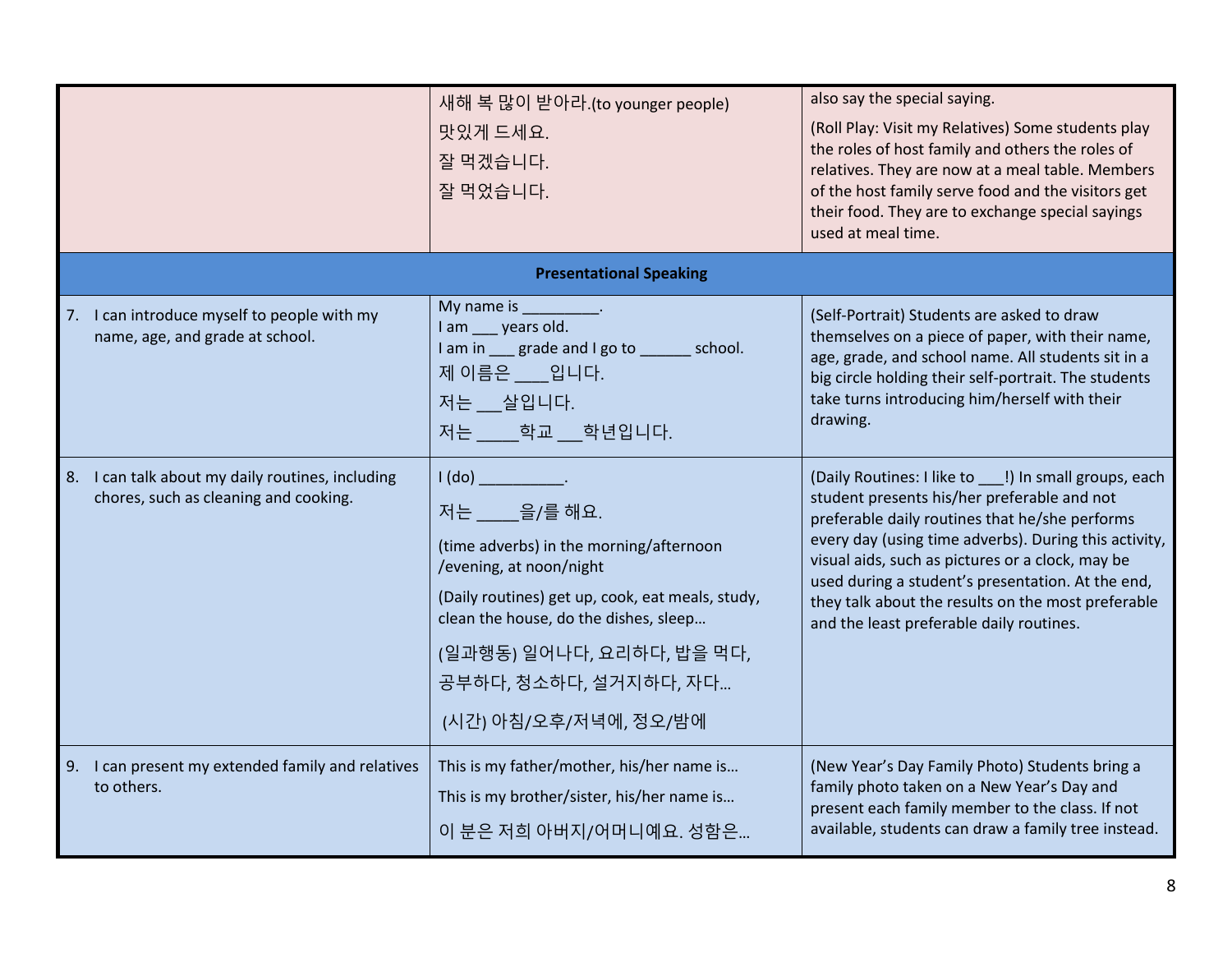| | | |
|---|---|---|
| | 새해 복 많이 받아라.(to younger people)<br>맛있게 드세요.<br>잘 먹겠습니다.<br>잘 먹었습니다. | also say the special saying.<br>(Roll Play: Visit my Relatives) Some students play the roles of host family and others the roles of relatives. They are now at a meal table. Members of the host family serve food and the visitors get their food. They are to exchange special sayings used at meal time. |
| **Presentational Speaking** | | |
| 7. I can introduce myself to people with my name, age, and grade at school. | My name is _________.<br>I am ___ years old.<br>I am in ___ grade and I go to ______ school.<br>제 이름은 ____입니다.<br>저는 ___살입니다.<br>저는 _____학교 ___학년입니다. | (Self-Portrait) Students are asked to draw themselves on a piece of paper, with their name, age, grade, and school name. All students sit in a big circle holding their self-portrait. The students take turns introducing him/herself with their drawing. |
| 8. I can talk about my daily routines, including chores, such as cleaning and cooking. | I (do) __________.<br>저는 _____을/를 해요.<br>(time adverbs) in the morning/afternoon /evening, at noon/night<br>(Daily routines) get up, cook, eat meals, study, clean the house, do the dishes, sleep…<br>(일과행동) 일어나다, 요리하다, 밥을 먹다, 공부하다, 청소하다, 설거지하다, 자다…<br>(시간) 아침/오후/저녁에, 정오/밤에 | (Daily Routines: I like to ___!) In small groups, each student presents his/her preferable and not preferable daily routines that he/she performs every day (using time adverbs). During this activity, visual aids, such as pictures or a clock, may be used during a student's presentation. At the end, they talk about the results on the most preferable and the least preferable daily routines. |
| 9. I can present my extended family and relatives to others. | This is my father/mother, his/her name is…<br>This is my brother/sister, his/her name is…<br>이 분은 저희 아버지/어머니예요. 성함은… | (New Year's Day Family Photo) Students bring a family photo taken on a New Year's Day and present each family member to the class. If not available, students can draw a family tree instead. |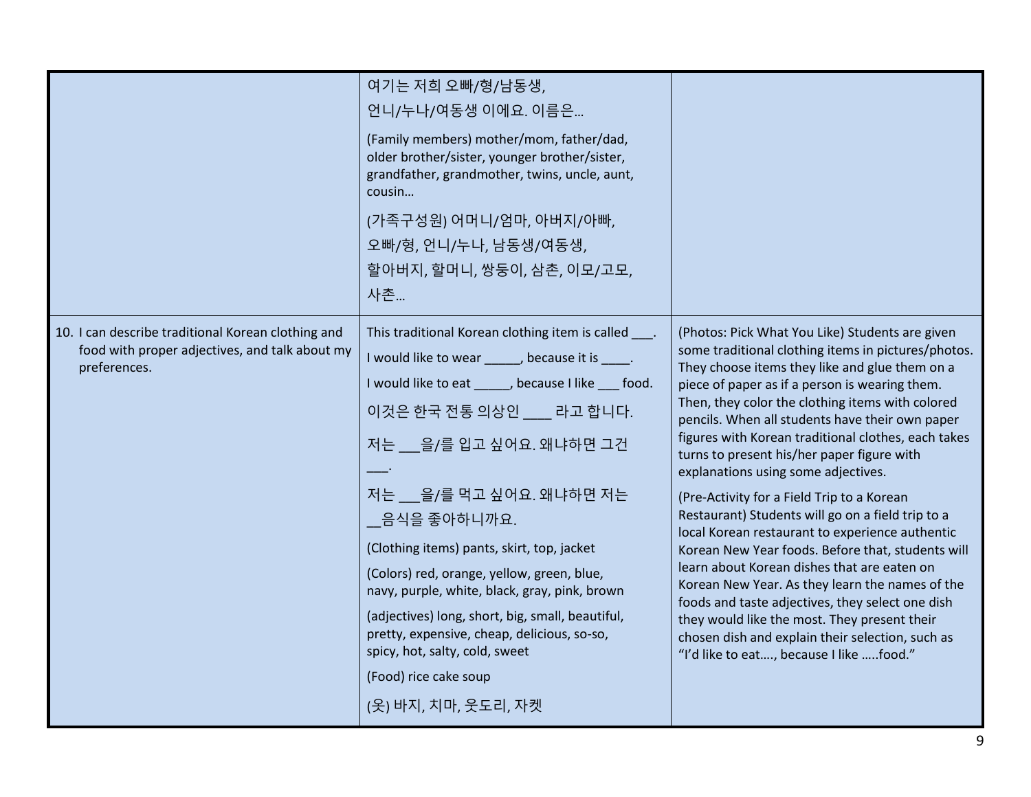| | | |
|---|---|---|
| | 여기는 저희 오빠/형/남동생, 언니/누나/여동생 이에요. 이름은…<br><br>(Family members) mother/mom, father/dad, older brother/sister, younger brother/sister, grandfather, grandmother, twins, uncle, aunt, cousin…<br><br>(가족구성원) 어머니/엄마, 아버지/아빠, 오빠/형, 언니/누나, 남동생/여동생, 할아버지, 할머니, 쌍둥이, 삼촌, 이모/고모, 사촌… | |
| 10. I can describe traditional Korean clothing and food with proper adjectives, and talk about my preferences. | This traditional Korean clothing item is called ___.<br><br>I would like to wear _____, because it is ____.<br><br>I would like to eat _____, because I like ___ food.<br><br>이것은 한국 전통 의상인 ____ 라고 합니다.<br><br>저는 ___을/를 입고 싶어요. 왜냐하면 그건 ___.<br><br>저는 ___을/를 먹고 싶어요. 왜냐하면 저는 __음식을 좋아하니까요.<br><br>(Clothing items) pants, skirt, top, jacket<br><br>(Colors) red, orange, yellow, green, blue, navy, purple, white, black, gray, pink, brown<br><br>(adjectives) long, short, big, small, beautiful, pretty, expensive, cheap, delicious, so-so, spicy, hot, salty, cold, sweet<br><br>(Food) rice cake soup<br><br>(옷) 바지, 치마, 웃도리, 자켓 | (Photos: Pick What You Like) Students are given some traditional clothing items in pictures/photos. They choose items they like and glue them on a piece of paper as if a person is wearing them. Then, they color the clothing items with colored pencils. When all students have their own paper figures with Korean traditional clothes, each takes turns to present his/her paper figure with explanations using some adjectives.<br><br>(Pre-Activity for a Field Trip to a Korean Restaurant) Students will go on a field trip to a local Korean restaurant to experience authentic Korean New Year foods. Before that, students will learn about Korean dishes that are eaten on Korean New Year. As they learn the names of the foods and taste adjectives, they select one dish they would like the most. They present their chosen dish and explain their selection, such as "I'd like to eat…., because I like …..food." |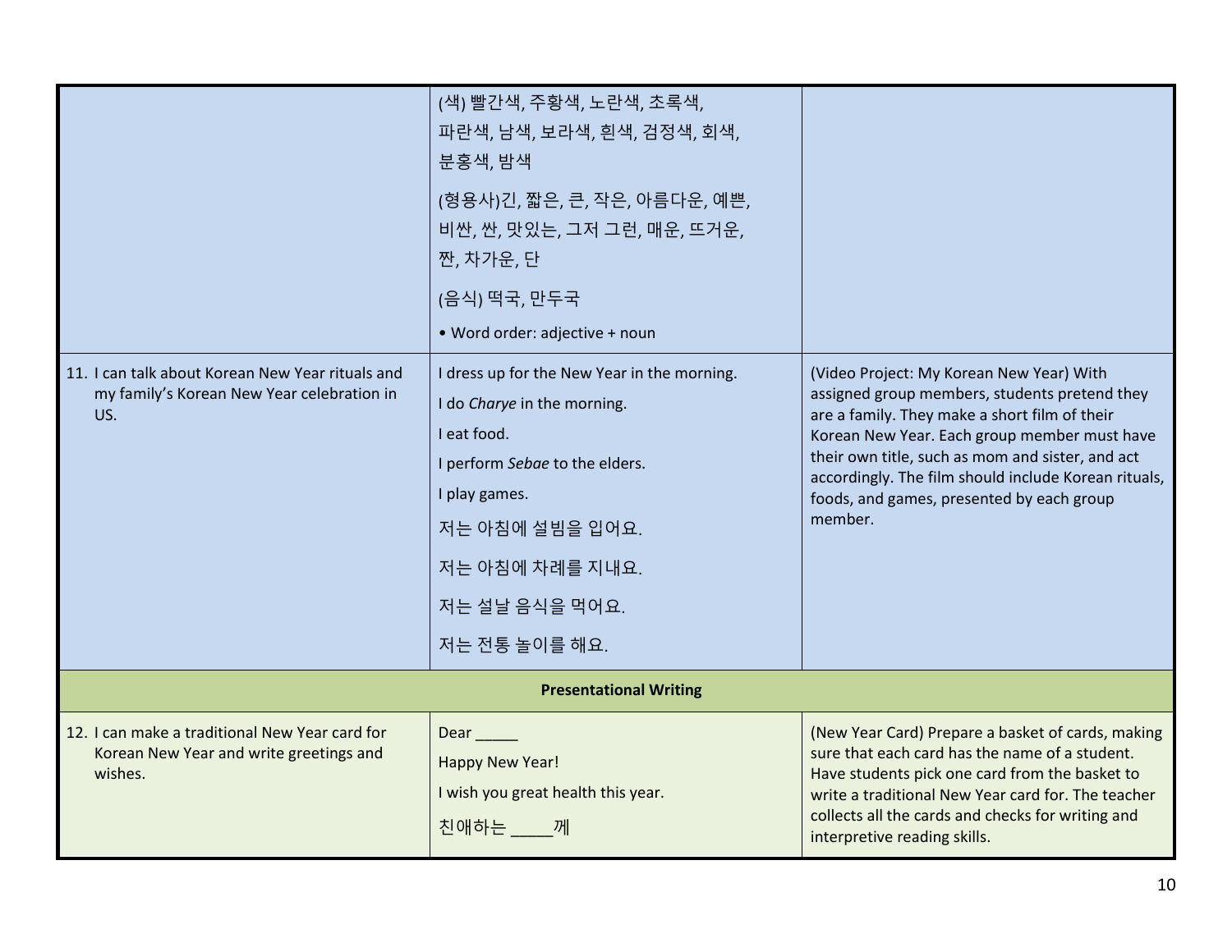| | | |
|---|---|---|
| | (색) 빨간색, 주황색, 노란색, 초록색, 파란색, 남색, 보라색, 흰색, 검정색, 회색, 분홍색, 밤색<br><br>(형용사)긴, 짧은, 큰, 작은, 아름다운, 예쁜, 비싼, 싼, 맛있는, 그저 그런, 매운, 뜨거운, 짠, 차가운, 단<br><br>(음식) 떡국, 만두국<br><br>• Word order: adjective + noun | |
| 11. I can talk about Korean New Year rituals and my family's Korean New Year celebration in US. | I dress up for the New Year in the morning.<br>I do *Charye* in the morning.<br>I eat food.<br>I perform *Sebae* to the elders.<br>I play games.<br>저는 아침에 설빔을 입어요.<br>저는 아침에 차례를 지내요.<br>저는 설날 음식을 먹어요.<br>저는 전통 놀이를 해요. | (Video Project: My Korean New Year) With assigned group members, students pretend they are a family. They make a short film of their Korean New Year. Each group member must have their own title, such as mom and sister, and act accordingly. The film should include Korean rituals, foods, and games, presented by each group member. |
| **Presentational Writing** | | |
| 12. I can make a traditional New Year card for Korean New Year and write greetings and wishes. | Dear _____<br>Happy New Year!<br>I wish you great health this year.<br>친애하는 _____께 | (New Year Card) Prepare a basket of cards, making sure that each card has the name of a student. Have students pick one card from the basket to write a traditional New Year card for. The teacher collects all the cards and checks for writing and interpretive reading skills. |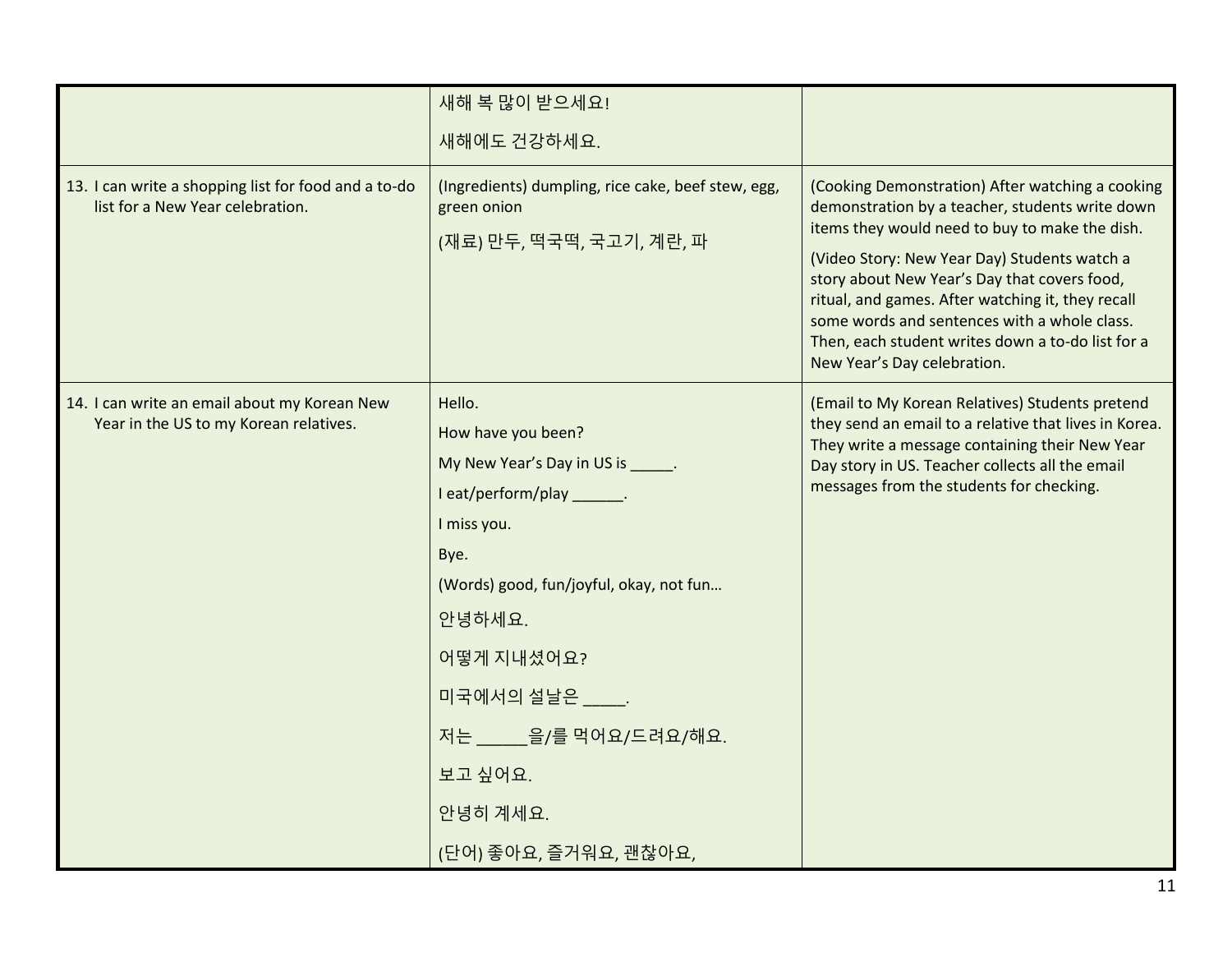| | | |
|---|---|---|
| | 새해 복 많이 받으세요!<br>새해에도 건강하세요. | |
| 13. I can write a shopping list for food and a to-do list for a New Year celebration. | (Ingredients) dumpling, rice cake, beef stew, egg, green onion<br>(재료) 만두, 떡국떡, 국고기, 계란, 파 | (Cooking Demonstration) After watching a cooking demonstration by a teacher, students write down items they would need to buy to make the dish.<br>(Video Story: New Year Day) Students watch a story about New Year's Day that covers food, ritual, and games. After watching it, they recall some words and sentences with a whole class. Then, each student writes down a to-do list for a New Year's Day celebration. |
| 14. I can write an email about my Korean New Year in the US to my Korean relatives. | Hello.<br>How have you been?<br>My New Year's Day in US is _____.<br>I eat/perform/play ______.<br>I miss you.<br>Bye.<br>(Words) good, fun/joyful, okay, not fun…<br>안녕하세요.<br>어떻게 지내셨어요?<br>미국에서의 설날은 _____.<br>저는 ______을/를 먹어요/드려요/해요.<br>보고 싶어요.<br>안녕히 계세요.<br>(단어) 좋아요, 즐거워요, 괜찮아요, | (Email to My Korean Relatives) Students pretend they send an email to a relative that lives in Korea. They write a message containing their New Year Day story in US. Teacher collects all the email messages from the students for checking. |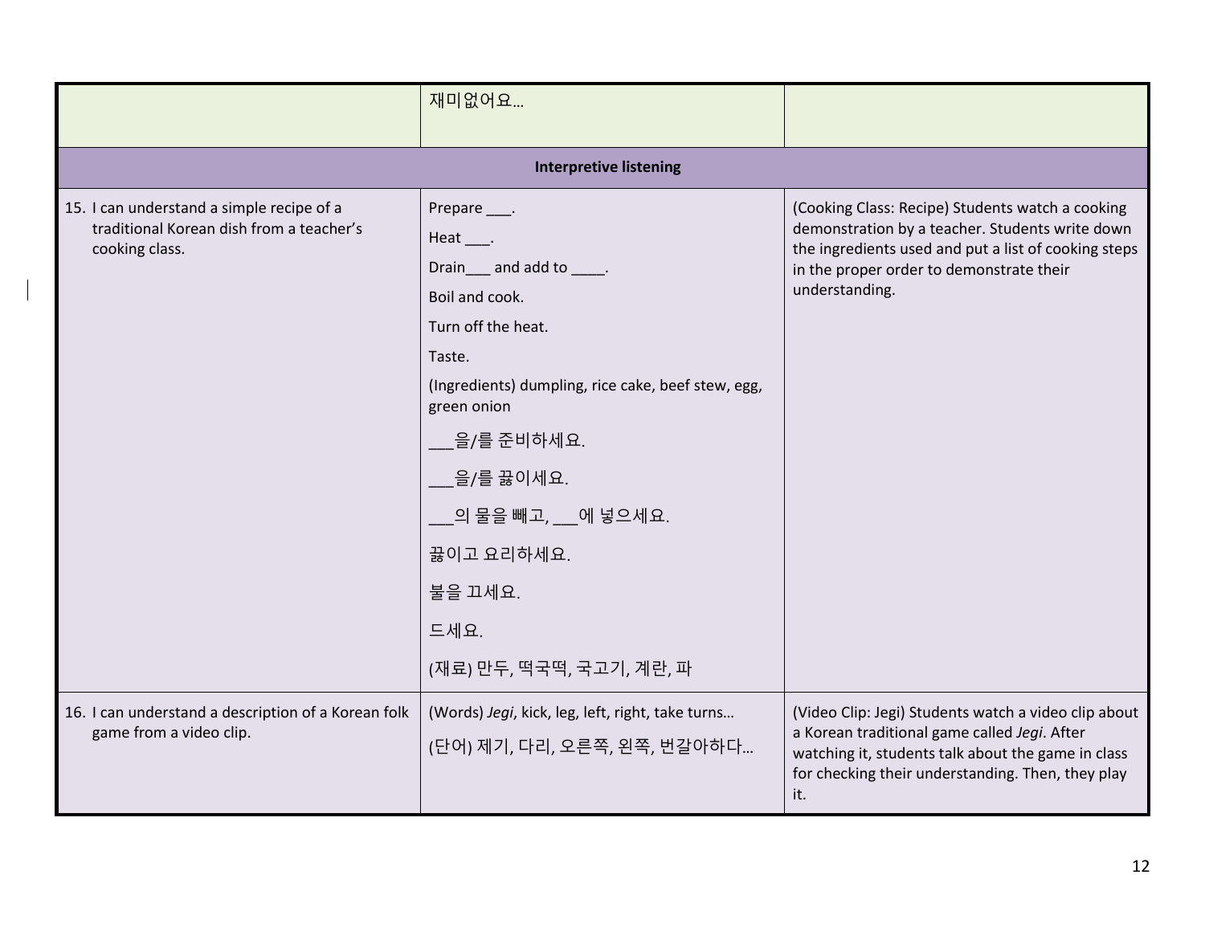| | | |
|---|---|---|
| | 재미없어요… | |
| **Interpretive listening** | | |
| 15. I can understand a simple recipe of a traditional Korean dish from a teacher's cooking class. | Prepare ___.<br>Heat ___.<br>Drain___ and add to ____.<br>Boil and cook.<br>Turn off the heat.<br>Taste.<br>(Ingredients) dumpling, rice cake, beef stew, egg, green onion<br>___을/를 준비하세요.<br>___을/를 끓이세요.<br>___의 물을 빼고, ___에 넣으세요.<br>끓이고 요리하세요.<br>불을 끄세요.<br>드세요.<br>(재료) 만두, 떡국떡, 국고기, 계란, 파 | (Cooking Class: Recipe) Students watch a cooking demonstration by a teacher. Students write down the ingredients used and put a list of cooking steps in the proper order to demonstrate their understanding. |
| 16. I can understand a description of a Korean folk game from a video clip. | (Words) *Jegi*, kick, leg, left, right, take turns…<br>(단어) 제기, 다리, 오른쪽, 왼쪽, 번갈아하다… | (Video Clip: Jegi) Students watch a video clip about a Korean traditional game called *Jegi*. After watching it, students talk about the game in class for checking their understanding. Then, they play it. |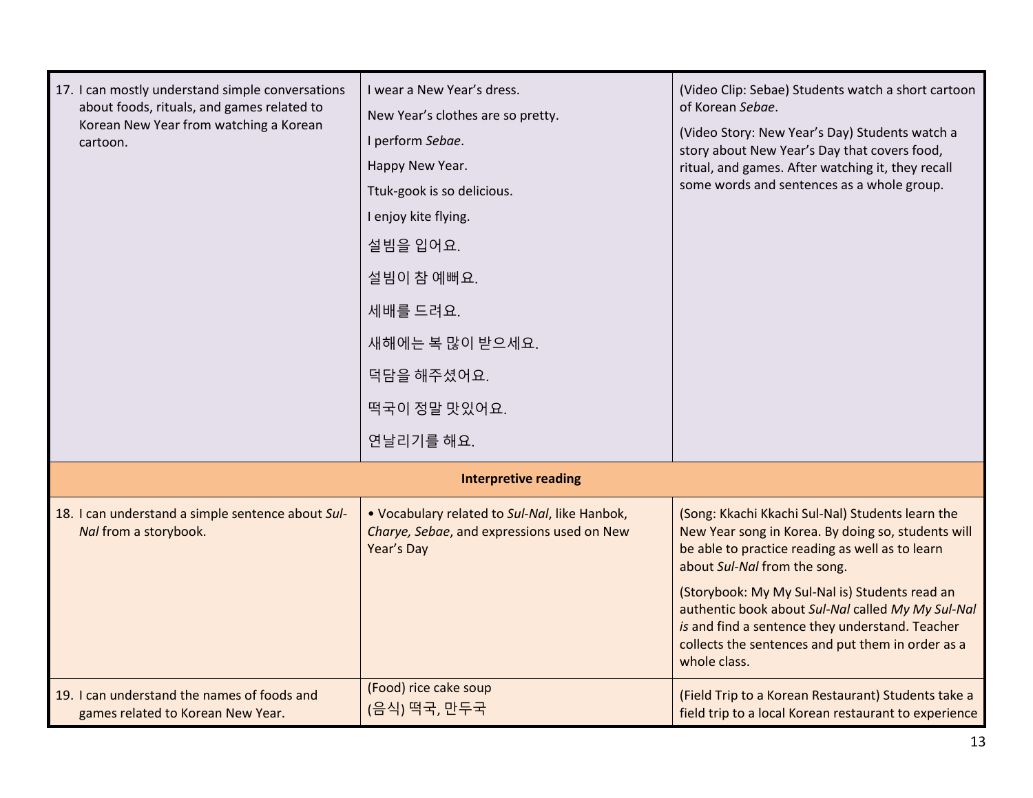| | | |
|---|---|---|
| 17. I can mostly understand simple conversations about foods, rituals, and games related to Korean New Year from watching a Korean cartoon. | I wear a New Year's dress.<br>New Year's clothes are so pretty.<br>I perform *Sebae*.<br>Happy New Year.<br>Ttuk-gook is so delicious.<br>I enjoy kite flying.<br>설빔을 입어요.<br>설빔이 참 예뻐요.<br>세배를 드려요.<br>새해에는 복 많이 받으세요.<br>덕담을 해주셨어요.<br>떡국이 정말 맛있어요.<br>연날리기를 해요. | (Video Clip: Sebae) Students watch a short cartoon of Korean *Sebae*.<br>(Video Story: New Year's Day) Students watch a story about New Year's Day that covers food, ritual, and games. After watching it, they recall some words and sentences as a whole group. |
| **Interpretive reading** | | |
| 18. I can understand a simple sentence about *Sul-Nal* from a storybook. | • Vocabulary related to *Sul-Nal*, like Hanbok, *Charye, Sebae*, and expressions used on New Year's Day | (Song: Kkachi Kkachi Sul-Nal) Students learn the New Year song in Korea. By doing so, students will be able to practice reading as well as to learn about *Sul-Nal* from the song.<br>(Storybook: My My Sul-Nal is) Students read an authentic book about *Sul-Nal* called *My My Sul-Nal is* and find a sentence they understand. Teacher collects the sentences and put them in order as a whole class. |
| 19. I can understand the names of foods and games related to Korean New Year. | (Food) rice cake soup<br>(음식) 떡국, 만두국 | (Field Trip to a Korean Restaurant) Students take a field trip to a local Korean restaurant to experience |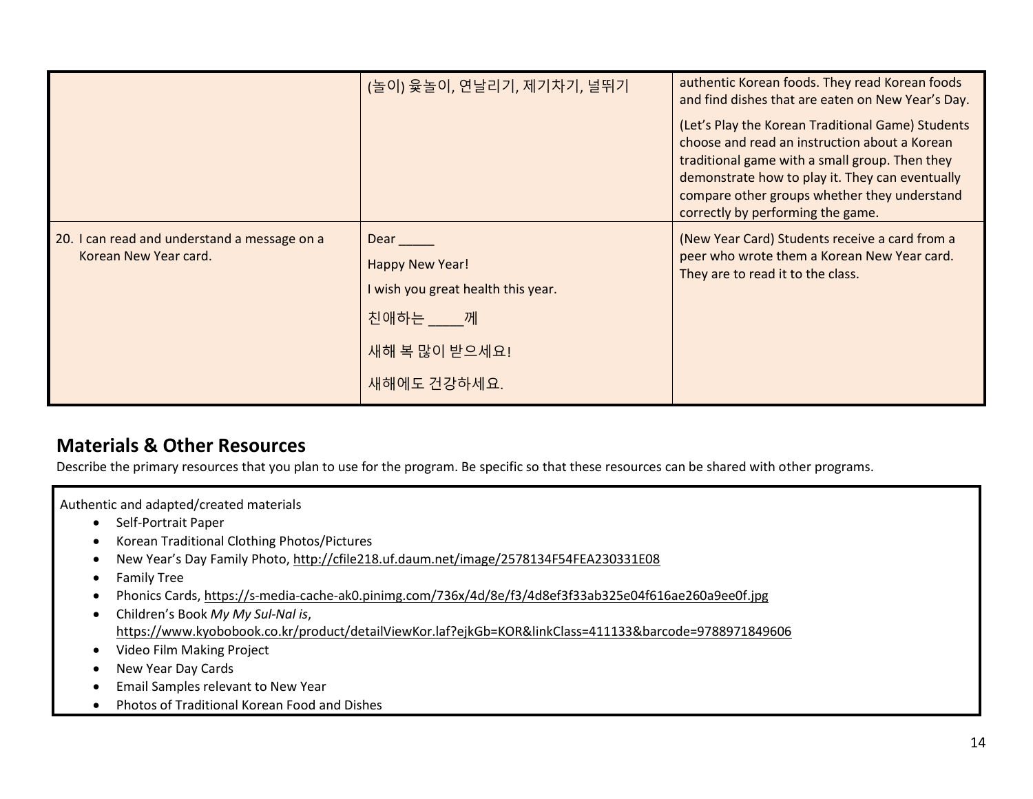| | | |
|---|---|---|
| | (놀이) 윷놀이, 연날리기, 제기차기, 널뛰기 | authentic Korean foods. They read Korean foods and find dishes that are eaten on New Year's Day.<br><br>(Let's Play the Korean Traditional Game) Students choose and read an instruction about a Korean traditional game with a small group. Then they demonstrate how to play it. They can eventually compare other groups whether they understand correctly by performing the game. |
| 20. I can read and understand a message on a Korean New Year card. | Dear _____<br><br>Happy New Year!<br><br>I wish you great health this year.<br><br>친애하는 _____께<br><br>새해 복 많이 받으세요!<br><br>새해에도 건강하세요. | (New Year Card) Students receive a card from a peer who wrote them a Korean New Year card. They are to read it to the class. |

## Materials & Other Resources

Describe the primary resources that you plan to use for the program. Be specific so that these resources can be shared with other programs.

Authentic and adapted/created materials

- Self-Portrait Paper
- Korean Traditional Clothing Photos/Pictures
- New Year's Day Family Photo, http://cfile218.uf.daum.net/image/2578134F54FEA230331E08
- Family Tree
- Phonics Cards, https://s-media-cache-ak0.pinimg.com/736x/4d/8e/f3/4d8ef3f33ab325e04f616ae260a9ee0f.jpg
- Children's Book *My My Sul-Nal is*, https://www.kyobobook.co.kr/product/detailViewKor.laf?ejkGb=KOR&linkClass=411133&barcode=9788971849606
- Video Film Making Project
- New Year Day Cards
- Email Samples relevant to New Year
- Photos of Traditional Korean Food and Dishes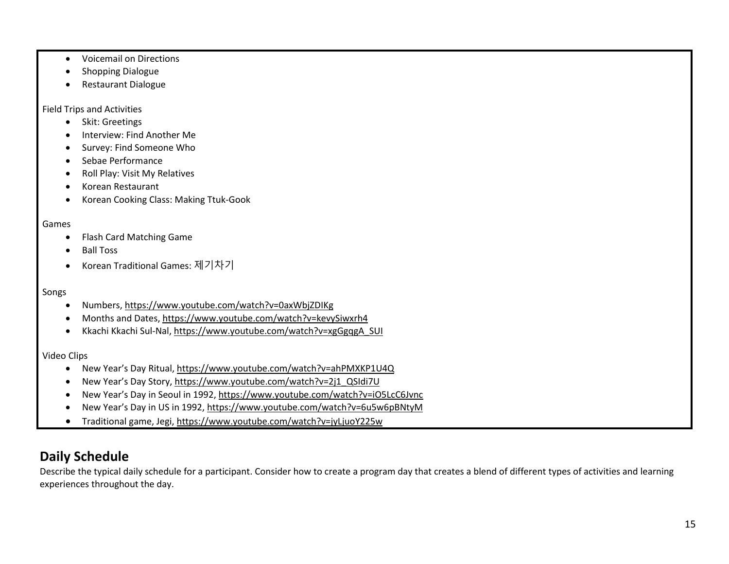- Voicemail on Directions
- Shopping Dialogue
- Restaurant Dialogue

Field Trips and Activities

- Skit: Greetings
- Interview: Find Another Me
- Survey: Find Someone Who
- Sebae Performance
- Roll Play: Visit My Relatives
- Korean Restaurant
- Korean Cooking Class: Making Ttuk-Gook

Games

- Flash Card Matching Game
- Ball Toss
- Korean Traditional Games: 제기차기

Songs

- Numbers, https://www.youtube.com/watch?v=0axWbjZDIKg
- Months and Dates, https://www.youtube.com/watch?v=kevySiwxrh4
- Kkachi Kkachi Sul-Nal, https://www.youtube.com/watch?v=xgGgqgA_SUI

Video Clips

- New Year's Day Ritual, https://www.youtube.com/watch?v=ahPMXKP1U4Q
- New Year's Day Story, https://www.youtube.com/watch?v=2j1_QSIdi7U
- New Year's Day in Seoul in 1992, https://www.youtube.com/watch?v=iO5LcC6Jvnc
- New Year's Day in US in 1992, https://www.youtube.com/watch?v=6u5w6pBNtyM
- Traditional game, Jegi, https://www.youtube.com/watch?v=jyLjuoY225w

## Daily Schedule

Describe the typical daily schedule for a participant. Consider how to create a program day that creates a blend of different types of activities and learning experiences throughout the day.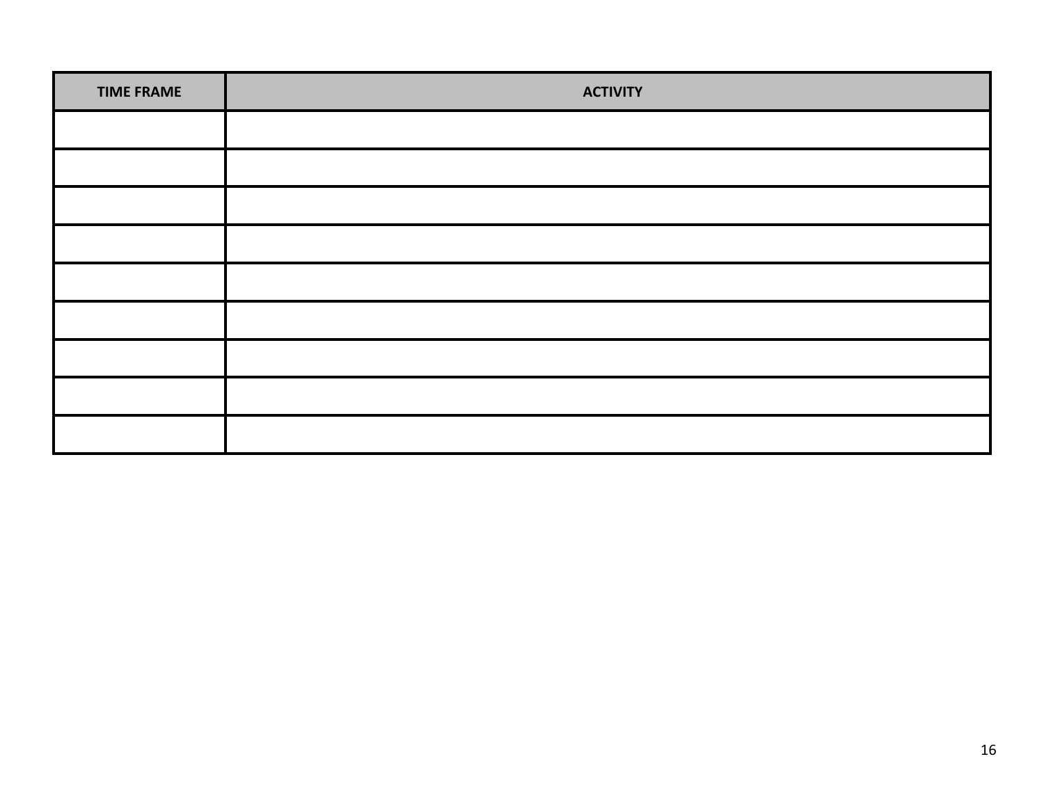| TIME FRAME | ACTIVITY |
|---|---|
| | |
| | |
| | |
| | |
| | |
| | |
| | |
| | |
| | |